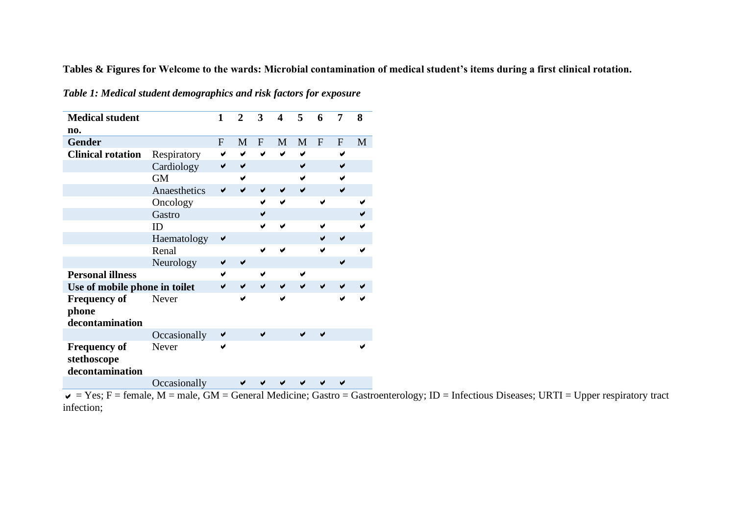**Tables & Figures for Welcome to the wards: Microbial contamination of medical student's items during a first clinical rotation.**

*Table 1: Medical student demographics and risk factors for exposure*

| Medical student no. | | 1 | 2 | 3 | 4 | 5 | 6 | 7 | 8 |
|---|---|---|---|---|---|---|---|---|---|
| **Gender** | | F | M | F | M | M | F | F | M |
| **Clinical rotation** | Respiratory | ✔ | ✔ | ✔ | ✔ | ✔ | | ✔ | |
| | Cardiology | ✔ | ✔ | | | ✔ | | ✔ | |
| | GM | | ✔ | | | ✔ | | ✔ | |
| | Anaesthetics | ✔ | ✔ | ✔ | ✔ | ✔ | | ✔ | |
| | Oncology | | | ✔ | ✔ | | ✔ | | ✔ |
| | Gastro | | | ✔ | | | | | ✔ |
| | ID | | | ✔ | ✔ | | ✔ | | ✔ |
| | Haematology | ✔ | | | | | ✔ | ✔ | |
| | Renal | | | ✔ | ✔ | | ✔ | | ✔ |
| | Neurology | ✔ | ✔ | | | | | ✔ | |
| **Personal illness** | | ✔ | | ✔ | | ✔ | | | |
| **Use of mobile phone in toilet** | | ✔ | ✔ | ✔ | ✔ | ✔ | ✔ | ✔ | ✔ |
| **Frequency of phone decontamination** | Never | | ✔ | | ✔ | | | ✔ | ✔ |
| | Occasionally | ✔ | | ✔ | | ✔ | ✔ | | |
| **Frequency of stethoscope decontamination** | Never | ✔ | | | | | | | ✔ |
| | Occasionally | | ✔ | ✔ | ✔ | ✔ | ✔ | ✔ | |

✔ = Yes; F = female, M = male, GM = General Medicine; Gastro = Gastroenterology; ID = Infectious Diseases; URTI = Upper respiratory tract infection;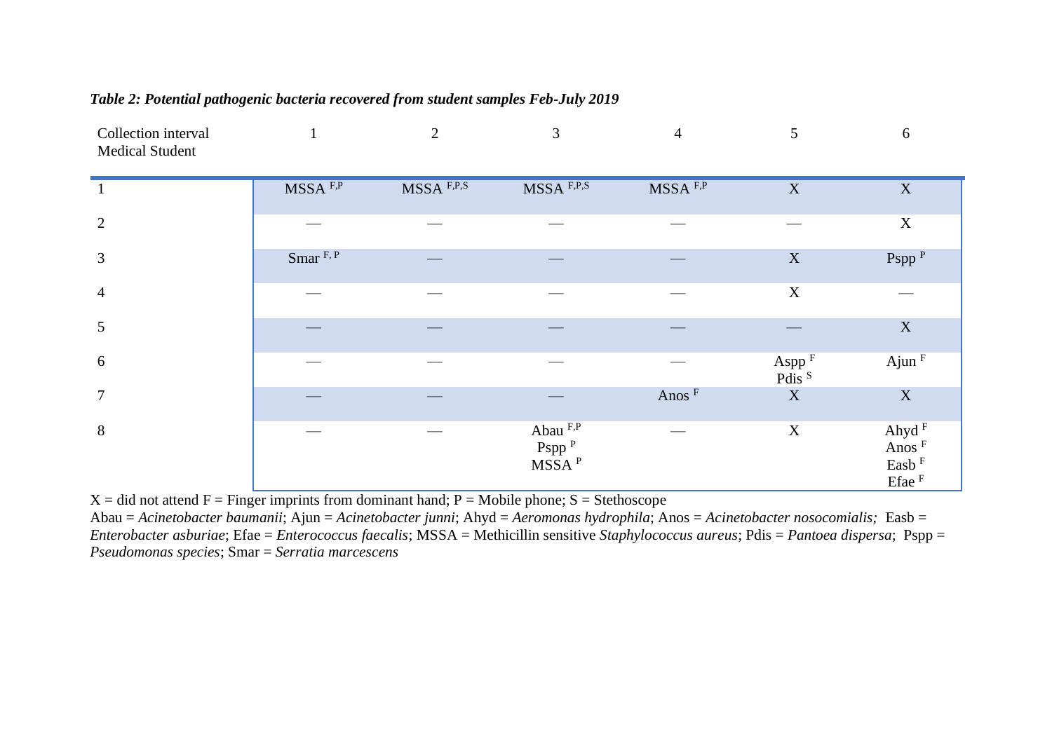***Table 2: Potential pathogenic bacteria recovered from student samples Feb-July 2019***

| Collection interval<br>Medical Student | 1 | 2 | 3 | 4 | 5 | 6 |
|---|---|---|---|---|---|---|
| 1 | MSSA $^{F,P}$ | MSSA $^{F,P,S}$ | MSSA $^{F,P,S}$ | MSSA $^{F,P}$ | X | X |
| 2 | — | — | — | — | — | X |
| 3 | Smar $^{F,P}$ | — | — | — | X | Pspp $^{P}$ |
| 4 | — | — | — | — | X | — |
| 5 | — | — | — | — | — | X |
| 6 | — | — | — | — | Aspp $^{F}$<br>Pdis $^{S}$ | Ajun $^{F}$ |
| 7 | — | — | — | Anos $^{F}$ | X | X |
| 8 | — | — | Abau $^{F,P}$<br>Pspp $^{P}$<br>MSSA $^{P}$ | — | X | Ahyd $^{F}$<br>Anos $^{F}$<br>Easb $^{F}$<br>Efae $^{F}$ |

X = did not attend F = Finger imprints from dominant hand; P = Mobile phone; S = Stethoscope
Abau = *Acinetobacter baumanii*; Ajun = *Acinetobacter junni*; Ahyd = *Aeromonas hydrophila*; Anos = *Acinetobacter nosocomialis;* Easb = *Enterobacter asburiae*; Efae = *Enterococcus faecalis*; MSSA = Methicillin sensitive *Staphylococcus aureus*; Pdis = *Pantoea dispersa*; Pspp = *Pseudomonas species*; Smar = *Serratia marcescens*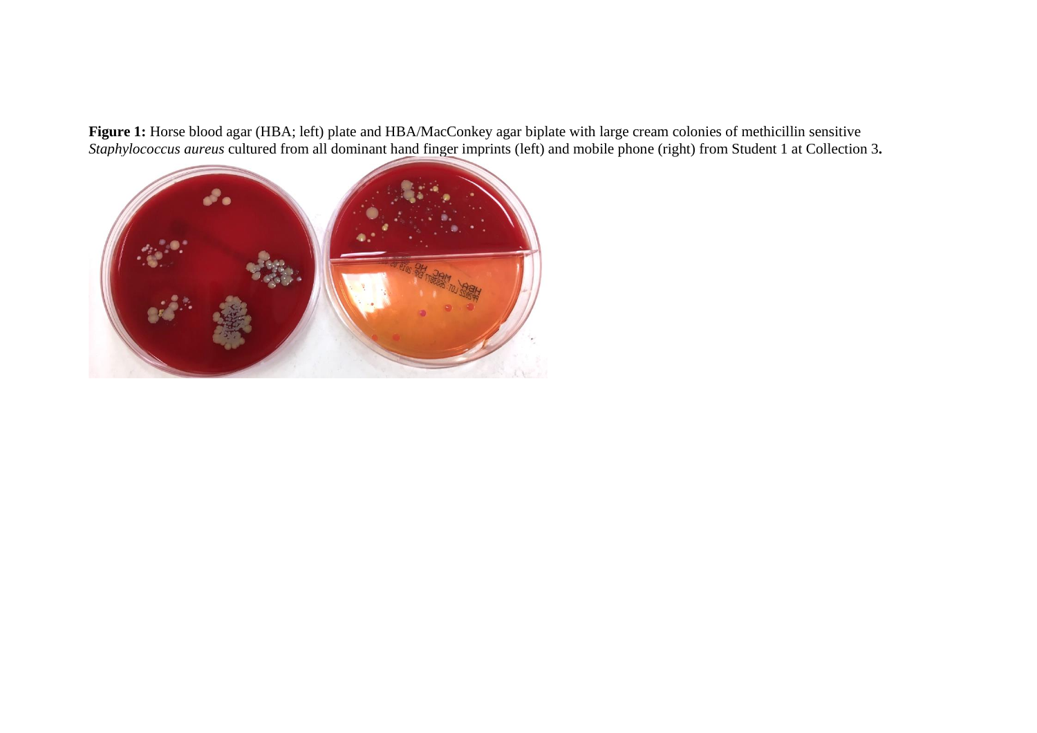**Figure 1:** Horse blood agar (HBA; left) plate and HBA/MacConkey agar biplate with large cream colonies of methicillin sensitive *Staphylococcus aureus* cultured from all dominant hand finger imprints (left) and mobile phone (right) from Student 1 at Collection 3**.**